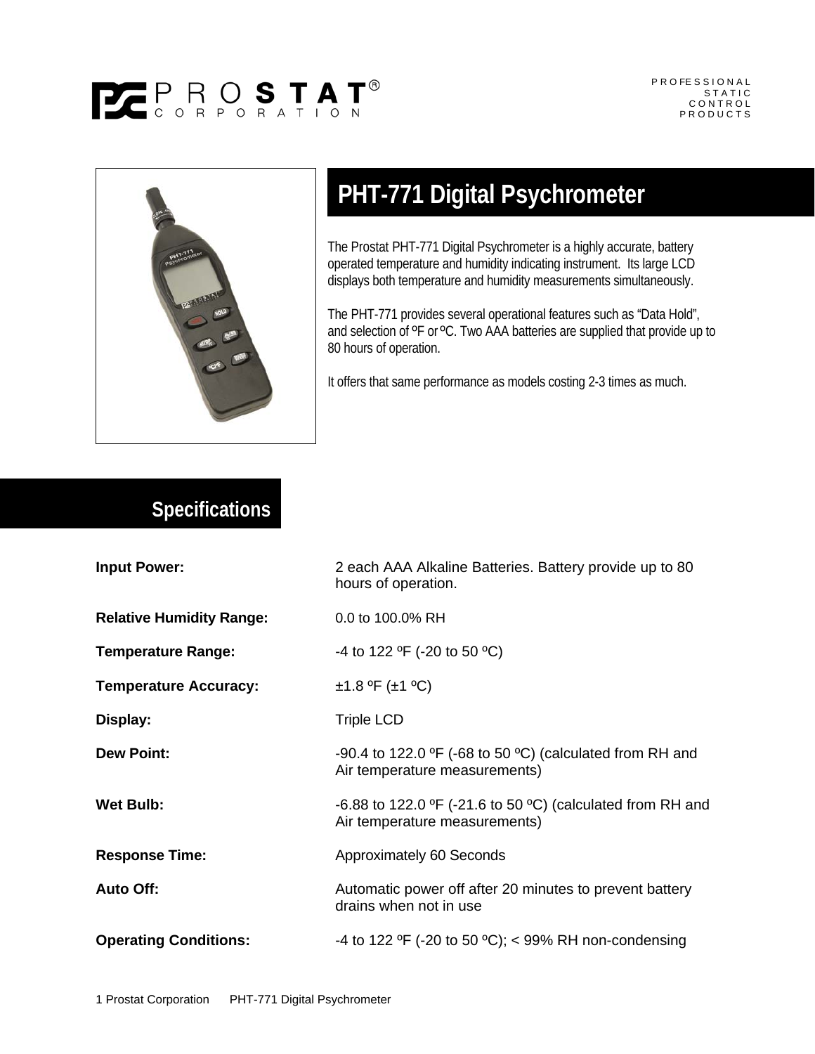PROSTAT® CORPORATION

PROFESSIONAL STATIC CONTROL PRODUCTS

# PHT-771 Digital Psychrometer

The Prostat PHT-771 Digital Psychrometer is a highly accurate, battery operated temperature and humidity indicating instrument. Its large LCD displays both temperature and humidity measurements simultaneously.

The PHT-771 provides several operational features such as “Data Hold”, and selection of ºF or ºC. Two AAA batteries are supplied that provide up to 80 hours of operation.

It offers that same performance as models costing 2-3 times as much.

## Specifications

**Input Power:** 2 each AAA Alkaline Batteries. Battery provide up to 80 hours of operation.

**Relative Humidity Range:** 0.0 to 100.0% RH

**Temperature Range:** -4 to 122 ºF (-20 to 50 ºC)

**Temperature Accuracy:** ±1.8 ºF (±1 ºC)

**Display:** Triple LCD

**Dew Point:** -90.4 to 122.0 ºF (-68 to 50 ºC) (calculated from RH and Air temperature measurements)

**Wet Bulb:** -6.88 to 122.0 ºF (-21.6 to 50 ºC) (calculated from RH and Air temperature measurements)

**Response Time:** Approximately 60 Seconds

**Auto Off:** Automatic power off after 20 minutes to prevent battery drains when not in use

**Operating Conditions:** -4 to 122 ºF (-20 to 50 ºC); < 99% RH non-condensing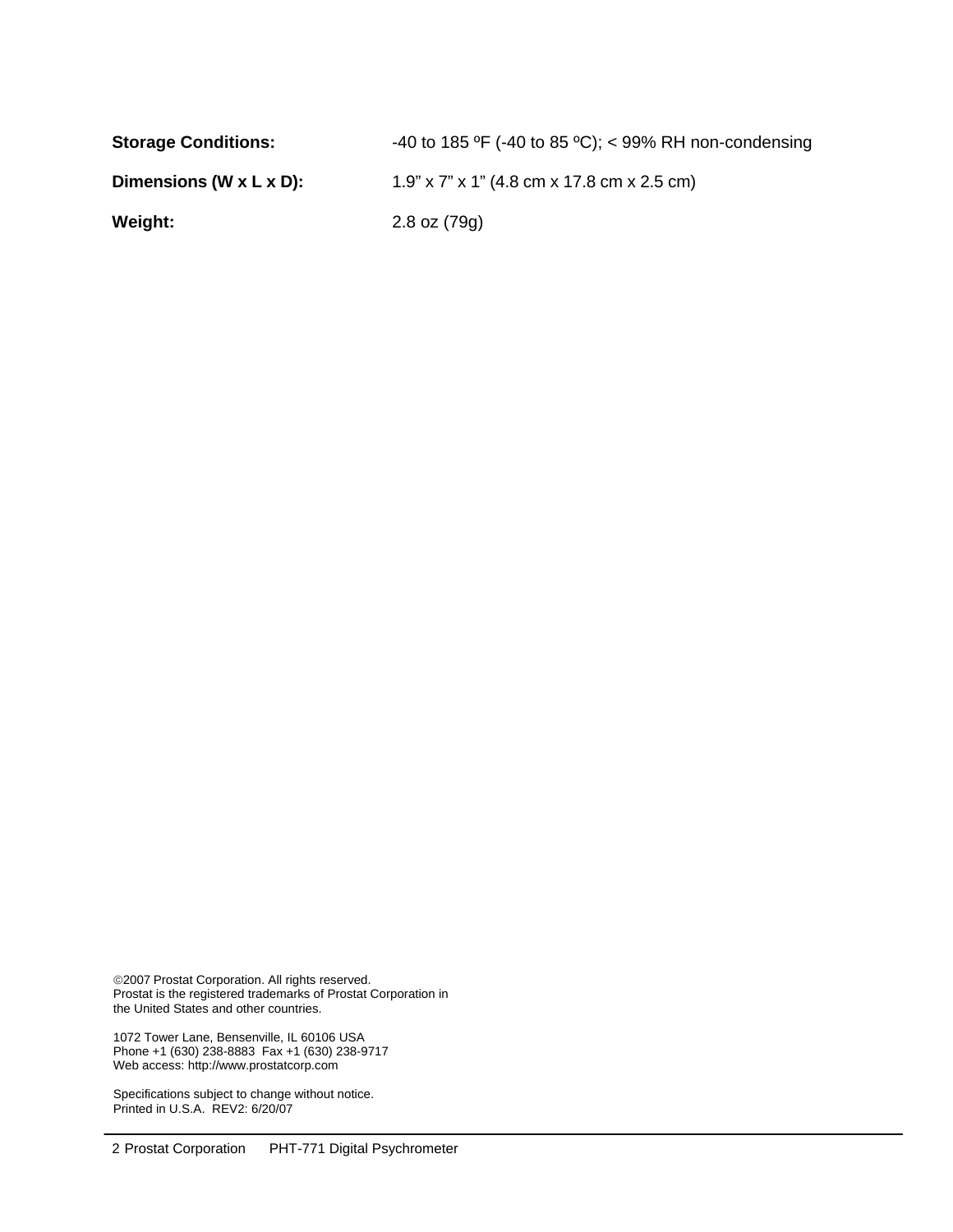**Storage Conditions:** -40 to 185 ºF (-40 to 85 ºC); < 99% RH non-condensing

**Dimensions (W x L x D):** 1.9” x 7” x 1” (4.8 cm x 17.8 cm x 2.5 cm)

**Weight:** 2.8 oz (79g)

©2007 Prostat Corporation. All rights reserved.
Prostat is the registered trademarks of Prostat Corporation in the United States and other countries.

1072 Tower Lane, Bensenville, IL 60106 USA
Phone +1 (630) 238-8883 Fax +1 (630) 238-9717
Web access: http://www.prostatcorp.com

Specifications subject to change without notice.
Printed in U.S.A. REV2: 6/20/07